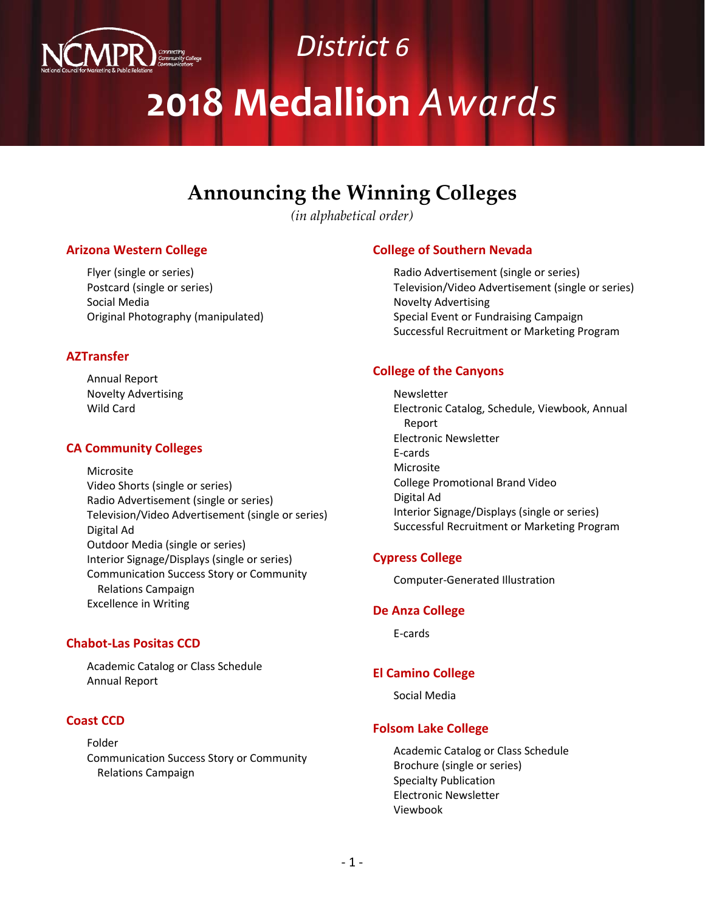# District 6

# 2018 Medallion *Awards*

## Announcing the Winning Colleges

*(in alphabetical order)*

### Arizona Western College

Flyer (single or series)
Postcard (single or series)
Social Media
Original Photography (manipulated)

### AZTransfer

Annual Report
Novelty Advertising
Wild Card

### CA Community Colleges

Microsite
Video Shorts (single or series)
Radio Advertisement (single or series)
Television/Video Advertisement (single or series)
Digital Ad
Outdoor Media (single or series)
Interior Signage/Displays (single or series)
Communication Success Story or Community Relations Campaign
Excellence in Writing

### Chabot-Las Positas CCD

Academic Catalog or Class Schedule
Annual Report

### Coast CCD

Folder
Communication Success Story or Community Relations Campaign

### College of Southern Nevada

Radio Advertisement (single or series)
Television/Video Advertisement (single or series)
Novelty Advertising
Special Event or Fundraising Campaign
Successful Recruitment or Marketing Program

### College of the Canyons

Newsletter
Electronic Catalog, Schedule, Viewbook, Annual Report
Electronic Newsletter
E-cards
Microsite
College Promotional Brand Video
Digital Ad
Interior Signage/Displays (single or series)
Successful Recruitment or Marketing Program

### Cypress College

Computer-Generated Illustration

### De Anza College

E-cards

### El Camino College

Social Media

### Folsom Lake College

Academic Catalog or Class Schedule
Brochure (single or series)
Specialty Publication
Electronic Newsletter
Viewbook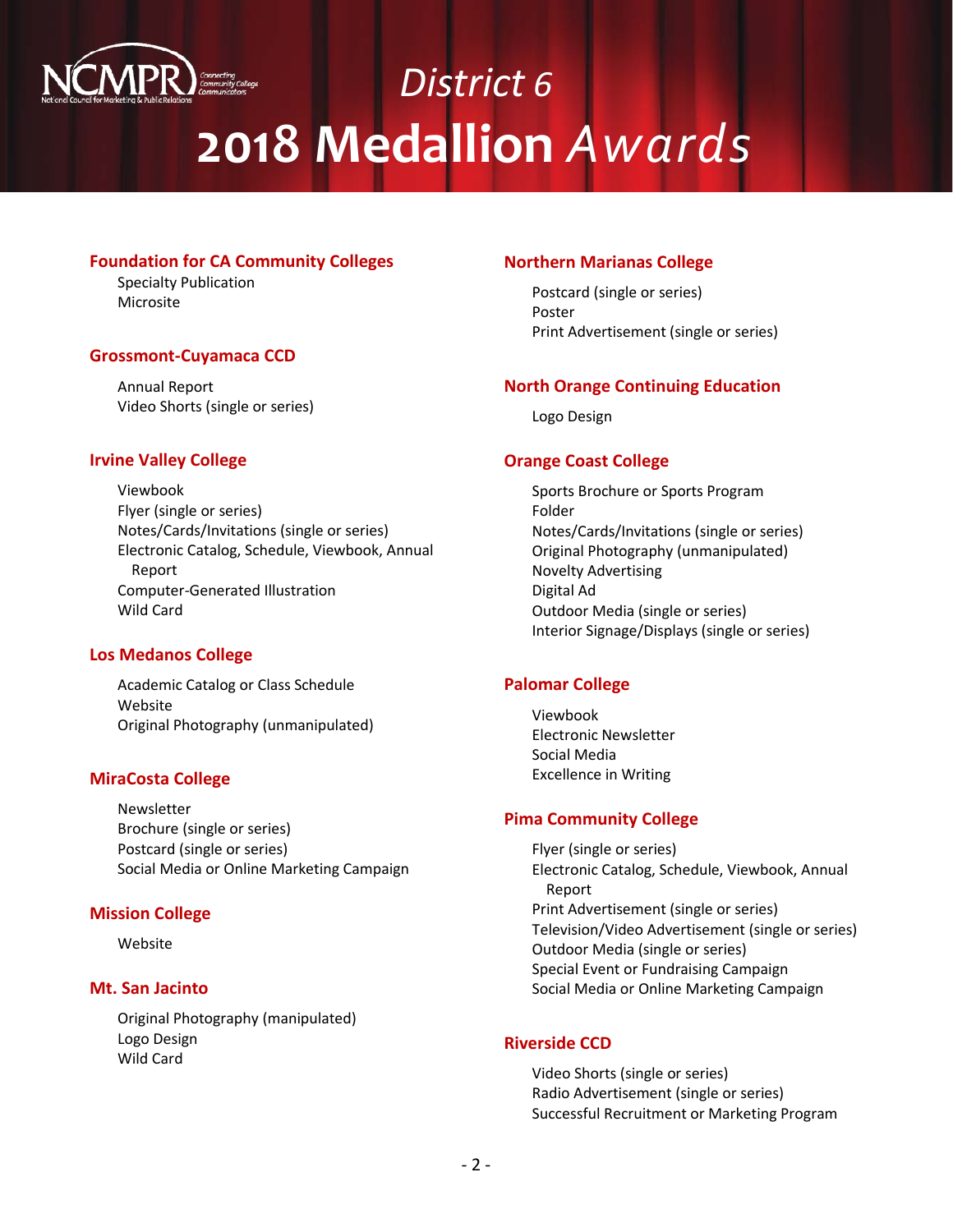# District 6

# 2018 Medallion *Awards*

### Foundation for CA Community Colleges

Specialty Publication
Microsite

### Grossmont-Cuyamaca CCD

Annual Report
Video Shorts (single or series)

### Irvine Valley College

Viewbook
Flyer (single or series)
Notes/Cards/Invitations (single or series)
Electronic Catalog, Schedule, Viewbook, Annual Report
Computer-Generated Illustration
Wild Card

### Los Medanos College

Academic Catalog or Class Schedule
Website
Original Photography (unmanipulated)

### MiraCosta College

Newsletter
Brochure (single or series)
Postcard (single or series)
Social Media or Online Marketing Campaign

### Mission College

Website

### Mt. San Jacinto

Original Photography (manipulated)
Logo Design
Wild Card

### Northern Marianas College

Postcard (single or series)
Poster
Print Advertisement (single or series)

### North Orange Continuing Education

Logo Design

### Orange Coast College

Sports Brochure or Sports Program
Folder
Notes/Cards/Invitations (single or series)
Original Photography (unmanipulated)
Novelty Advertising
Digital Ad
Outdoor Media (single or series)
Interior Signage/Displays (single or series)

### Palomar College

Viewbook
Electronic Newsletter
Social Media
Excellence in Writing

### Pima Community College

Flyer (single or series)
Electronic Catalog, Schedule, Viewbook, Annual Report
Print Advertisement (single or series)
Television/Video Advertisement (single or series)
Outdoor Media (single or series)
Special Event or Fundraising Campaign
Social Media or Online Marketing Campaign

### Riverside CCD

Video Shorts (single or series)
Radio Advertisement (single or series)
Successful Recruitment or Marketing Program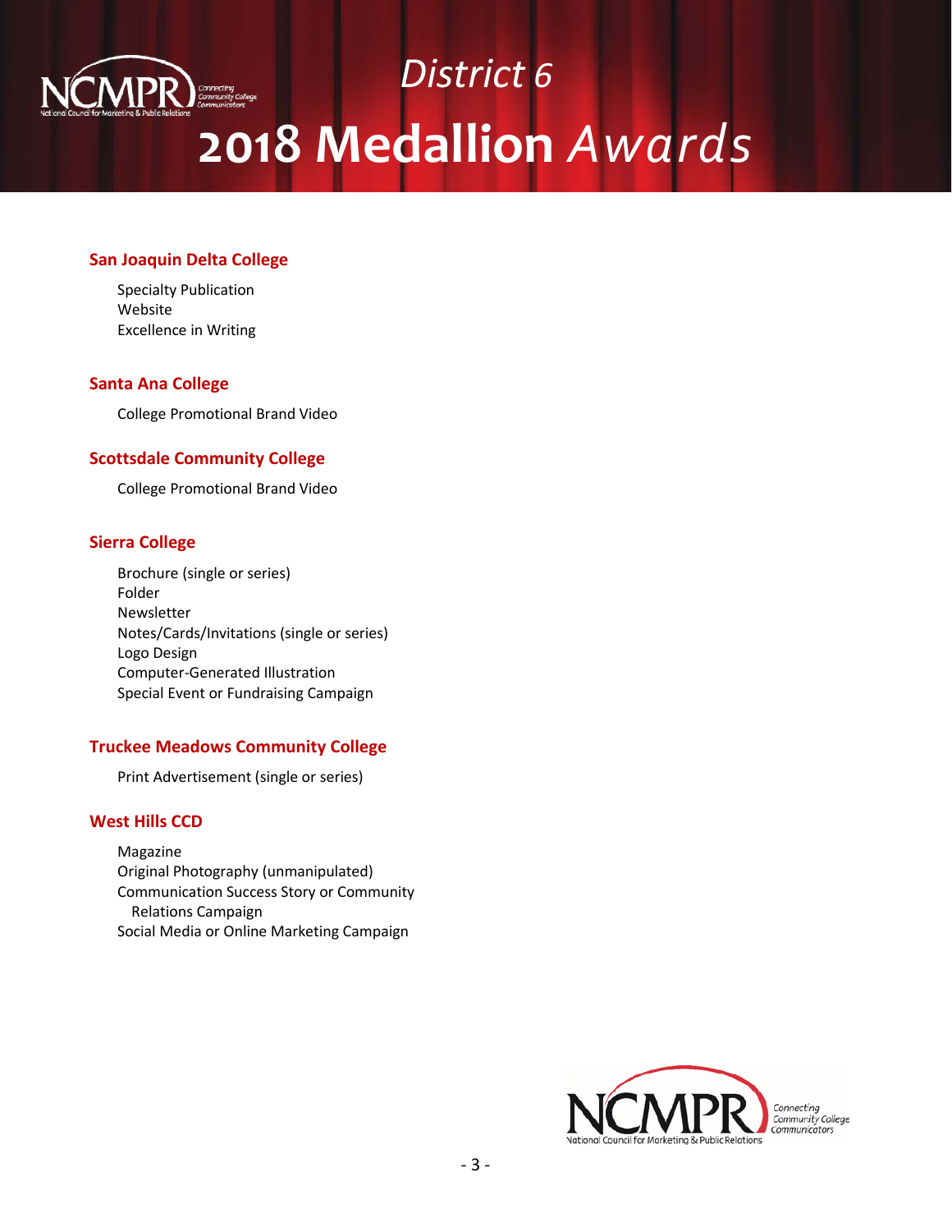# District 6

# 2018 Medallion *Awards*

### San Joaquin Delta College

Specialty Publication
Website
Excellence in Writing

### Santa Ana College

College Promotional Brand Video

### Scottsdale Community College

College Promotional Brand Video

### Sierra College

Brochure (single or series)
Folder
Newsletter
Notes/Cards/Invitations (single or series)
Logo Design
Computer-Generated Illustration
Special Event or Fundraising Campaign

### Truckee Meadows Community College

Print Advertisement (single or series)

### West Hills CCD

Magazine
Original Photography (unmanipulated)
Communication Success Story or Community Relations Campaign
Social Media or Online Marketing Campaign